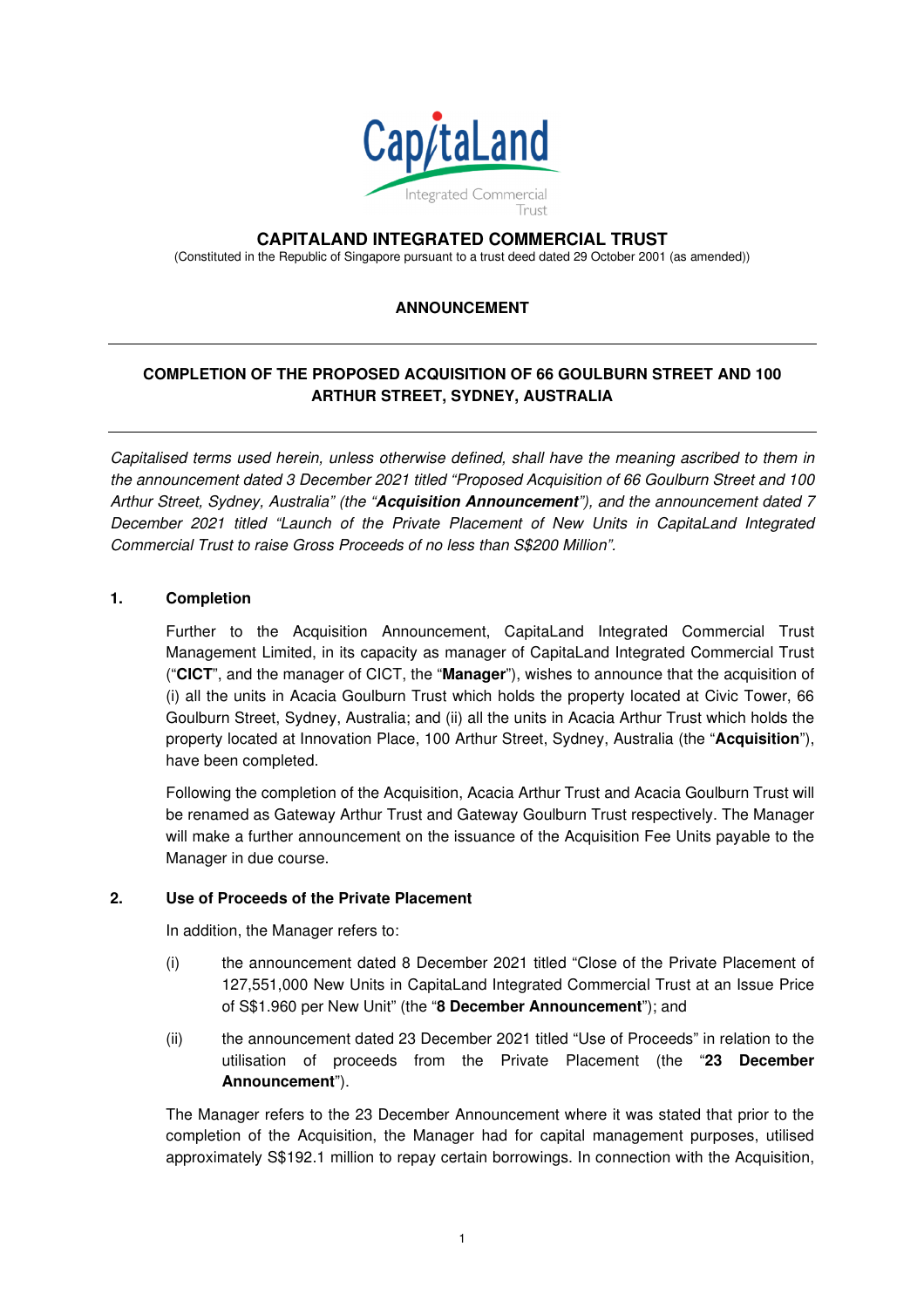CapitaLand Integrated Commercial Trust

# CAPITALAND INTEGRATED COMMERCIAL TRUST

(Constituted in the Republic of Singapore pursuant to a trust deed dated 29 October 2001 (as amended))

## ANNOUNCEMENT

## COMPLETION OF THE PROPOSED ACQUISITION OF 66 GOULBURN STREET AND 100 ARTHUR STREET, SYDNEY, AUSTRALIA

*Capitalised terms used herein, unless otherwise defined, shall have the meaning ascribed to them in the announcement dated 3 December 2021 titled "Proposed Acquisition of 66 Goulburn Street and 100 Arthur Street, Sydney, Australia" (the "**Acquisition Announcement**"), and the announcement dated 7 December 2021 titled "Launch of the Private Placement of New Units in CapitaLand Integrated Commercial Trust to raise Gross Proceeds of no less than S$200 Million".*

### 1. Completion

Further to the Acquisition Announcement, CapitaLand Integrated Commercial Trust Management Limited, in its capacity as manager of CapitaLand Integrated Commercial Trust ("**CICT**", and the manager of CICT, the "**Manager**"), wishes to announce that the acquisition of (i) all the units in Acacia Goulburn Trust which holds the property located at Civic Tower, 66 Goulburn Street, Sydney, Australia; and (ii) all the units in Acacia Arthur Trust which holds the property located at Innovation Place, 100 Arthur Street, Sydney, Australia (the "**Acquisition**"), have been completed.

Following the completion of the Acquisition, Acacia Arthur Trust and Acacia Goulburn Trust will be renamed as Gateway Arthur Trust and Gateway Goulburn Trust respectively. The Manager will make a further announcement on the issuance of the Acquisition Fee Units payable to the Manager in due course.

### 2. Use of Proceeds of the Private Placement

In addition, the Manager refers to:

(i) the announcement dated 8 December 2021 titled "Close of the Private Placement of 127,551,000 New Units in CapitaLand Integrated Commercial Trust at an Issue Price of S$1.960 per New Unit" (the "**8 December Announcement**"); and

(ii) the announcement dated 23 December 2021 titled "Use of Proceeds" in relation to the utilisation of proceeds from the Private Placement (the "**23 December Announcement**").

The Manager refers to the 23 December Announcement where it was stated that prior to the completion of the Acquisition, the Manager had for capital management purposes, utilised approximately S$192.1 million to repay certain borrowings. In connection with the Acquisition,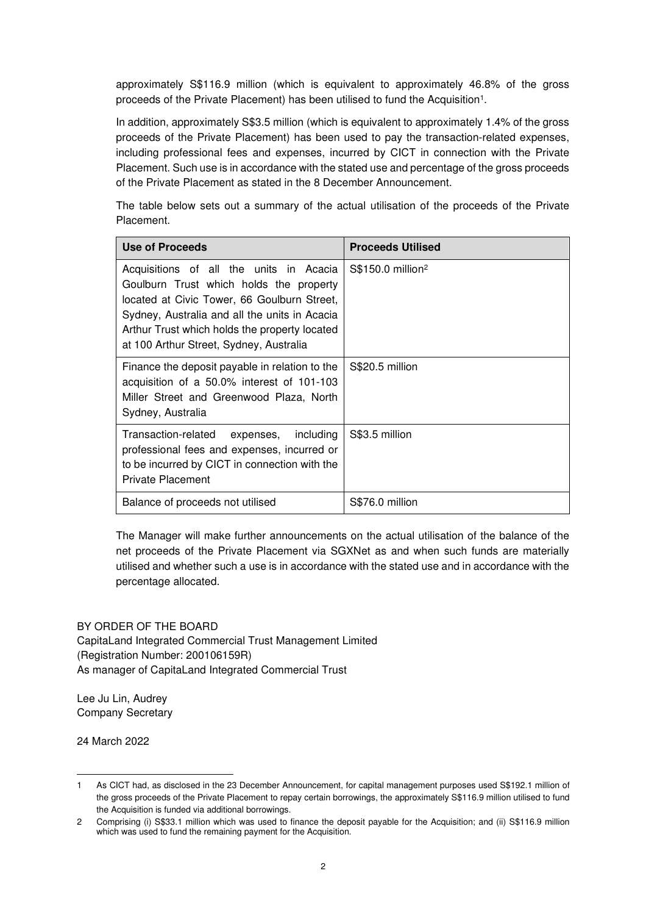approximately S$116.9 million (which is equivalent to approximately 46.8% of the gross proceeds of the Private Placement) has been utilised to fund the Acquisition[1].

In addition, approximately S$3.5 million (which is equivalent to approximately 1.4% of the gross proceeds of the Private Placement) has been used to pay the transaction-related expenses, including professional fees and expenses, incurred by CICT in connection with the Private Placement. Such use is in accordance with the stated use and percentage of the gross proceeds of the Private Placement as stated in the 8 December Announcement.

The table below sets out a summary of the actual utilisation of the proceeds of the Private Placement.

| Use of Proceeds | Proceeds Utilised |
|---|---|
| Acquisitions of all the units in Acacia Goulburn Trust which holds the property located at Civic Tower, 66 Goulburn Street, Sydney, Australia and all the units in Acacia Arthur Trust which holds the property located at 100 Arthur Street, Sydney, Australia | S$150.0 million[2] |
| Finance the deposit payable in relation to the acquisition of a 50.0% interest of 101-103 Miller Street and Greenwood Plaza, North Sydney, Australia | S$20.5 million |
| Transaction-related expenses, including professional fees and expenses, incurred or to be incurred by CICT in connection with the Private Placement | S$3.5 million |
| Balance of proceeds not utilised | S$76.0 million |

The Manager will make further announcements on the actual utilisation of the balance of the net proceeds of the Private Placement via SGXNet as and when such funds are materially utilised and whether such a use is in accordance with the stated use and in accordance with the percentage allocated.

BY ORDER OF THE BOARD
CapitaLand Integrated Commercial Trust Management Limited
(Registration Number: 200106159R)
As manager of CapitaLand Integrated Commercial Trust

Lee Ju Lin, Audrey
Company Secretary

24 March 2022

---

1 As CICT had, as disclosed in the 23 December Announcement, for capital management purposes used S$192.1 million of the gross proceeds of the Private Placement to repay certain borrowings, the approximately S$116.9 million utilised to fund the Acquisition is funded via additional borrowings.

2 Comprising (i) S$33.1 million which was used to finance the deposit payable for the Acquisition; and (ii) S$116.9 million which was used to fund the remaining payment for the Acquisition.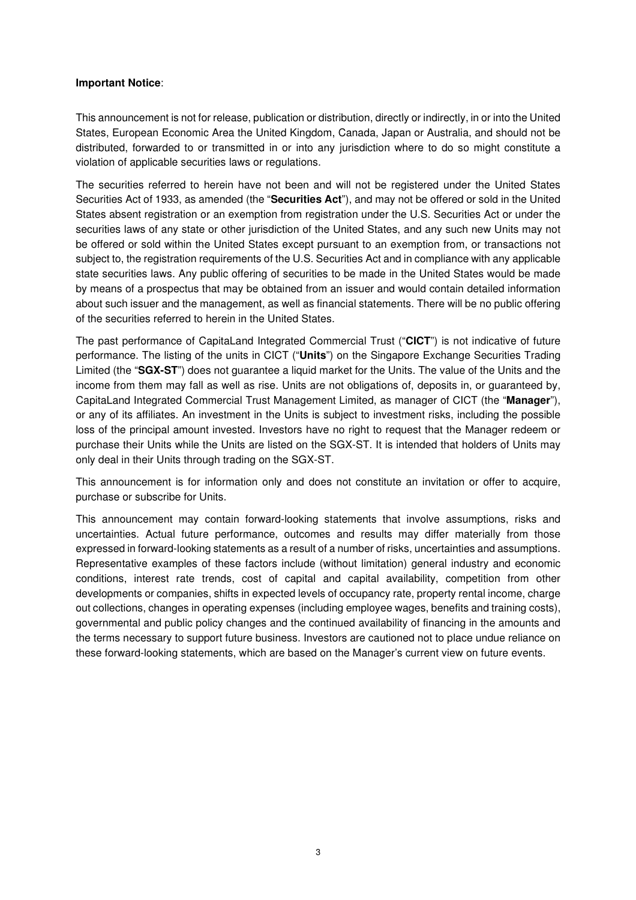**Important Notice**:

This announcement is not for release, publication or distribution, directly or indirectly, in or into the United States, European Economic Area the United Kingdom, Canada, Japan or Australia, and should not be distributed, forwarded to or transmitted in or into any jurisdiction where to do so might constitute a violation of applicable securities laws or regulations.

The securities referred to herein have not been and will not be registered under the United States Securities Act of 1933, as amended (the "**Securities Act**"), and may not be offered or sold in the United States absent registration or an exemption from registration under the U.S. Securities Act or under the securities laws of any state or other jurisdiction of the United States, and any such new Units may not be offered or sold within the United States except pursuant to an exemption from, or transactions not subject to, the registration requirements of the U.S. Securities Act and in compliance with any applicable state securities laws. Any public offering of securities to be made in the United States would be made by means of a prospectus that may be obtained from an issuer and would contain detailed information about such issuer and the management, as well as financial statements. There will be no public offering of the securities referred to herein in the United States.

The past performance of CapitaLand Integrated Commercial Trust ("**CICT**") is not indicative of future performance. The listing of the units in CICT ("**Units**") on the Singapore Exchange Securities Trading Limited (the "**SGX-ST**") does not guarantee a liquid market for the Units. The value of the Units and the income from them may fall as well as rise. Units are not obligations of, deposits in, or guaranteed by, CapitaLand Integrated Commercial Trust Management Limited, as manager of CICT (the "**Manager**"), or any of its affiliates. An investment in the Units is subject to investment risks, including the possible loss of the principal amount invested. Investors have no right to request that the Manager redeem or purchase their Units while the Units are listed on the SGX-ST. It is intended that holders of Units may only deal in their Units through trading on the SGX-ST.

This announcement is for information only and does not constitute an invitation or offer to acquire, purchase or subscribe for Units.

This announcement may contain forward-looking statements that involve assumptions, risks and uncertainties. Actual future performance, outcomes and results may differ materially from those expressed in forward-looking statements as a result of a number of risks, uncertainties and assumptions. Representative examples of these factors include (without limitation) general industry and economic conditions, interest rate trends, cost of capital and capital availability, competition from other developments or companies, shifts in expected levels of occupancy rate, property rental income, charge out collections, changes in operating expenses (including employee wages, benefits and training costs), governmental and public policy changes and the continued availability of financing in the amounts and the terms necessary to support future business. Investors are cautioned not to place undue reliance on these forward-looking statements, which are based on the Manager's current view on future events.